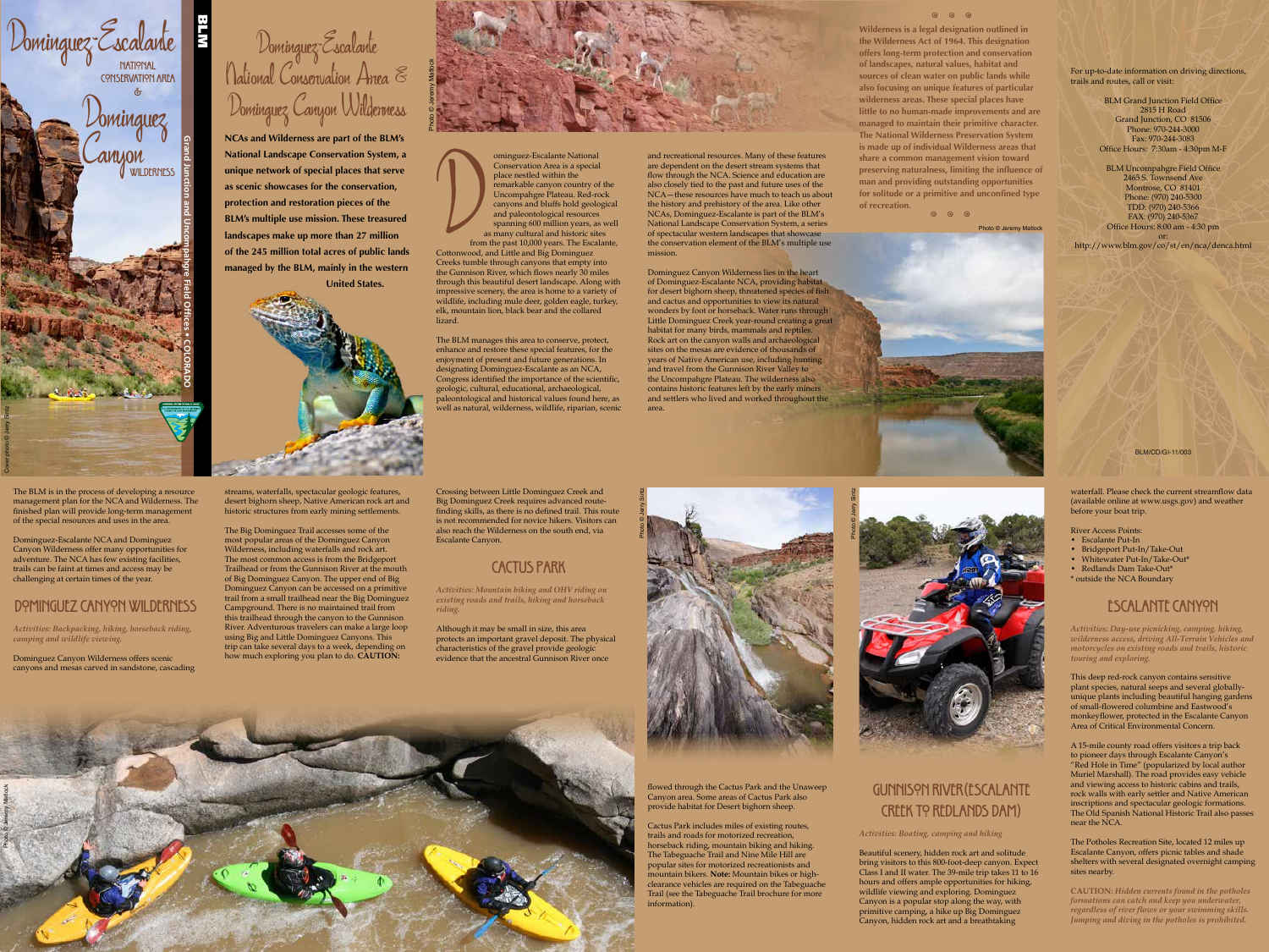# Dominguez-Escalante National Conservation Area & Dominguez Canyon Wilderness

BLM

Grand Junction and Uncompahgre Field Offices • COLORADO

Cover photo © Jerry Sintz

## Dominguez-Escalante National Conservation Area & Dominguez Canyon Wilderness

**NCAs and Wilderness are part of the BLM's National Landscape Conservation System, a unique network of special places that serve as scenic showcases for the conservation, protection and restoration pieces of the BLM's multiple use mission. These treasured landscapes make up more than 27 million of the 245 million total acres of public lands managed by the BLM, mainly in the western United States.**

Photo © Jeremy Mattock

Dominguez-Escalante National Conservation Area is a special place nestled within the remarkable canyon country of the Uncompahgre Plateau. Red-rock canyons and bluffs hold geological and paleontological resources spanning 600 million years, as well as many cultural and historic sites from the past 10,000 years. The Escalante, Cottonwood, and Little and Big Dominguez Creeks tumble through canyons that empty into the Gunnison River, which flows nearly 30 miles through this beautiful desert landscape. Along with impressive scenery, the area is home to a variety of wildlife, including mule deer, golden eagle, turkey, elk, mountain lion, black bear and the collared lizard.

The BLM manages this area to conserve, protect, enhance and restore these special features, for the enjoyment of present and future generations. In designating Dominguez-Escalante as an NCA, Congress identified the importance of the scientific, geologic, cultural, educational, archaeological, paleontological and historical values found here, as well as natural, wilderness, wildlife, riparian, scenic and recreational resources. Many of these features are dependent on the desert stream systems that flow through the NCA. Science and education are also closely tied to the past and future uses of the NCA—these resources have much to teach us about the history and prehistory of the area. Like other NCAs, Dominguez-Escalante is part of the BLM's National Landscape Conservation System, a series of spectacular western landscapes that showcase the conservation element of the BLM's multiple use mission.

Dominguez Canyon Wilderness lies in the heart of Dominguez-Escalante NCA, providing habitat for desert bighorn sheep, threatened species of fish and cactus and opportunities to view its natural wonders by foot or horseback. Water runs through Little Dominguez Creek year-round creating a great habitat for many birds, mammals and reptiles. Rock art on the canyon walls and archaeological sites on the mesas are evidence of thousands of years of Native American use, including hunting and travel from the Gunnison River Valley to the Uncompahgre Plateau. The wilderness also contains historic features left by the early miners and settlers who lived and worked throughout the area.

**Wilderness is a legal designation outlined in the Wilderness Act of 1964. This designation offers long-term protection and conservation of landscapes, natural values, habitat and sources of clean water on public lands while also focusing on unique features of particular wilderness areas. These special places have little to no human-made improvements and are managed to maintain their primitive character. The National Wilderness Preservation System is made up of individual Wilderness areas that share a common management vision toward preserving naturalness, limiting the influence of man and providing outstanding opportunities for solitude or a primitive and unconfined type of recreation.**

Photo © Jeremy Mattock

For up-to-date information on driving directions, trails and routes, call or visit:

BLM Grand Junction Field Office
2815 H Road
Grand Junction, CO 81506
Phone: 970-244-3000
Fax: 970-244-3083
Office Hours: 7:30am - 4:30pm M-F

BLM Uncompahgre Field Office
2465 S. Townsend Ave
Montrose, CO 81401
Phone: (970) 240-5300
TDD: (970) 240-5366
FAX: (970) 240-5367
Office Hours: 8:00 am - 4:30 pm
or:
http://www.blm.gov/co/st/en/nca/denca.html

BLM/CO/GI-11/003

The BLM is in the process of developing a resource management plan for the NCA and Wilderness. The finished plan will provide long-term management of the special resources and uses in the area.

Dominguez-Escalante NCA and Dominguez Canyon Wilderness offer many opportunities for adventure. The NCA has few existing facilities, trails can be faint at times and access may be challenging at certain times of the year.

## Dominguez Canyon Wilderness

*Activities: Backpacking, hiking, horseback riding, camping and wildlife viewing.*

Dominguez Canyon Wilderness offers scenic canyons and mesas carved in sandstone, cascading streams, waterfalls, spectacular geologic features, desert bighorn sheep, Native American rock art and historic structures from early mining settlements.

The Big Dominguez Trail accesses some of the most popular areas of the Dominguez Canyon Wilderness, including waterfalls and rock art. The most common access is from the Bridgeport Trailhead or from the Gunnison River at the mouth of Big Dominguez Canyon. The upper end of Big Dominguez Canyon can be accessed on a primitive trail from a small trailhead near the Big Dominguez Campground. There is no maintained trail from this trailhead through the canyon to the Gunnison River. Adventurous travelers can make a large loop using Big and Little Dominguez Canyons. This trip can take several days to a week, depending on how much exploring you plan to do. **CAUTION:** Crossing between Little Dominguez Creek and Big Dominguez Creek requires advanced route-finding skills, as there is no defined trail. This route is not recommended for novice hikers. Visitors can also reach the Wilderness on the south end, via Escalante Canyon.

## Cactus Park

*Activities: Mountain biking and OHV riding on existing roads and trails, hiking and horseback riding.*

Although it may be small in size, this area protects an important gravel deposit. The physical characteristics of the gravel provide geologic evidence that the ancestral Gunnison River once flowed through the Cactus Park and the Unaweep Canyon area. Some areas of Cactus Park also provide habitat for Desert bighorn sheep.

Cactus Park includes miles of existing routes, trails and roads for motorized recreation, horseback riding, mountain biking and hiking. The Tabeguache Trail and Nine Mile Hill are popular sites for motorized recreationists and mountain bikers. **Note:** Mountain bikes or high-clearance vehicles are required on the Tabeguache Trail (see the Tabeguache Trail brochure for more information).

Photo © Jerry Sintz

Photo © Jerry Sintz

Photo © Jeremy Mattock

## Gunnison River (Escalante Creek to Redlands Dam)

*Activities: Boating, camping and hiking*

Beautiful scenery, hidden rock art and solitude bring visitors to this 800-foot-deep canyon. Expect Class I and II water. The 39-mile trip takes 11 to 16 hours and offers ample opportunities for hiking, wildlife viewing and exploring. Dominguez Canyon is a popular stop along the way, with primitive camping, a hike up Big Dominguez Canyon, hidden rock art and a breathtaking waterfall. Please check the current streamflow data (available online at www.usgs.gov) and weather before your boat trip.

River Access Points:

- Escalante Put-In
- Bridgeport Put-In/Take-Out
- Whitewater Put-In/Take-Out*
- Redlands Dam Take-Out*

\* outside the NCA Boundary

## Escalante Canyon

*Activities: Day-use picnicking, camping, hiking, wilderness access, driving All-Terrain Vehicles and motorcycles on existing roads and trails, historic touring and exploring.*

This deep red-rock canyon contains sensitive plant species, natural seeps and several globally-unique plants including beautiful hanging gardens of small-flowered columbine and Eastwood's monkeyflower, protected in the Escalante Canyon Area of Critical Environmental Concern.

A 15-mile county road offers visitors a trip back to pioneer days through Escalante Canyon's "Red Hole in Time" (popularized by local author Muriel Marshall). The road provides easy vehicle and viewing access to historic cabins and rock walls with early settler and Native American inscriptions and spectacular geologic formations. The Old Spanish National Historic Trail also passes near the NCA.

The Potholes Recreation Site, located 12 miles up Escalante Canyon, offers picnic tables and shade shelters with several designated overnight camping sites nearby.

**CAUTION:** *Hidden currents found in the potholes formations can catch and keep you underwater, regardless of river flows or your swimming skills. Jumping and diving in the potholes is prohibited.*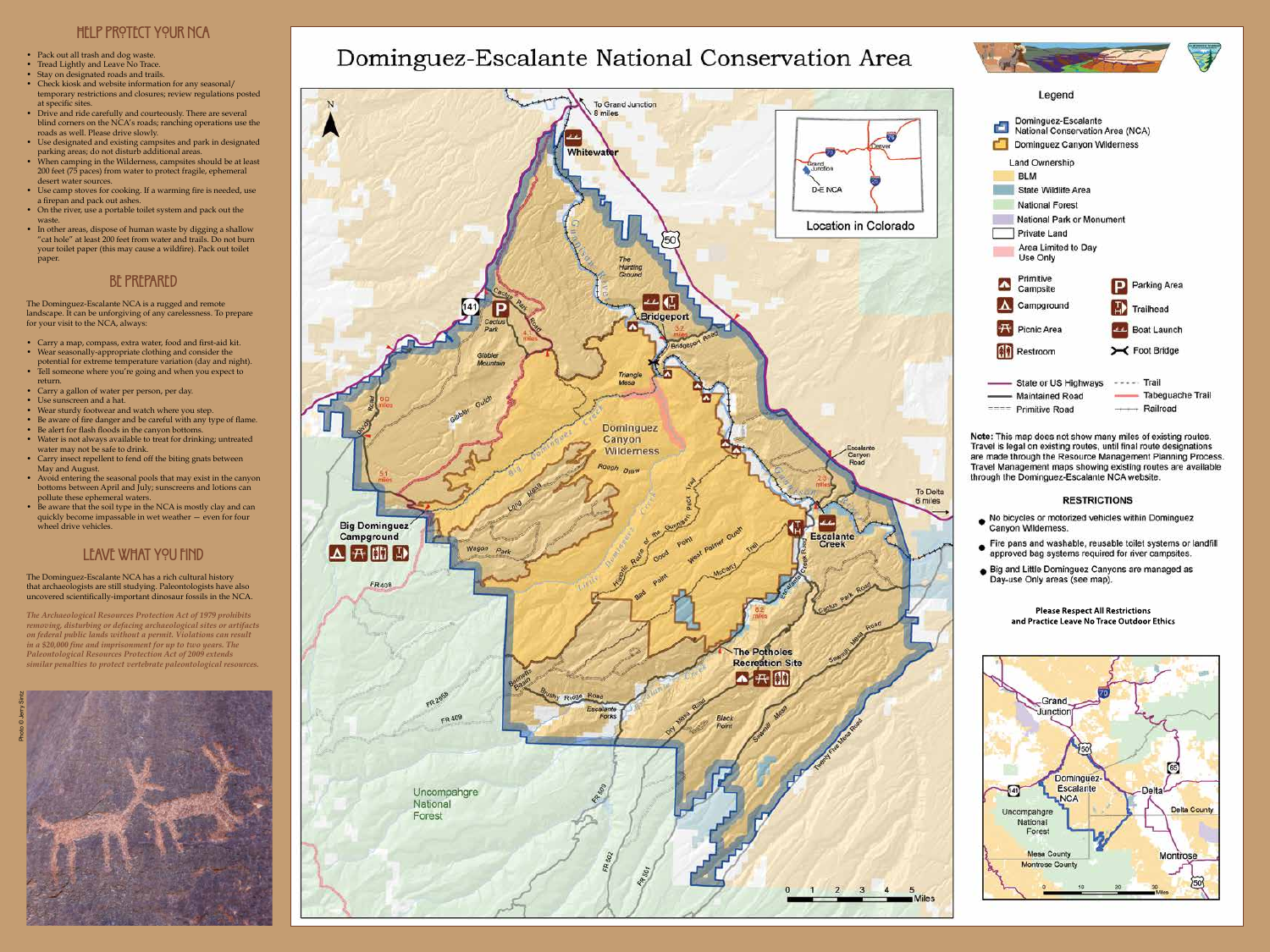## HELP PROTECT YOUR NCA

- Pack out all trash and dog waste.
- Tread Lightly and Leave No Trace.
- Stay on designated roads and trails.
- Check kiosk and website information for any seasonal/temporary restrictions and closures; review regulations posted at specific sites.
- Drive and ride carefully and courteously. There are several blind corners on the NCA's roads; ranching operations use the roads as well. Please drive slowly.
- Use designated and existing campsites and park in designated parking areas; do not disturb additional areas.
- When camping in the Wilderness, campsites should be at least 200 feet (75 paces) from water to protect fragile, ephemeral desert water sources.
- Use camp stoves for cooking. If a warming fire is needed, use a firepan and pack out ashes.
- On the river, use a portable toilet system and pack out the waste.
- In other areas, dispose of human waste by digging a shallow "cat hole" at least 200 feet from water and trails. Do not burn your toilet paper (this may cause a wildfire). Pack out toilet paper.

## BE PREPARED

The Dominguez-Escalante NCA is a rugged and remote landscape. It can be unforgiving of any carelessness. To prepare for your visit to the NCA, always:

- Carry a map, compass, extra water, food and first-aid kit.
- Wear seasonally-appropriate clothing and consider the potential for extreme temperature variation (day and night).
- Tell someone where you're going and when you expect to return.
- Carry a gallon of water per person, per day.
- Use sunscreen and a hat.
- Wear sturdy footwear and watch where you step.
- Be aware of fire danger and be careful with any type of flame.
- Be alert for flash floods in the canyon bottoms.
- Water is not always available to treat for drinking; untreated water may not be safe to drink.
- Carry insect repellent to fend off the biting gnats between May and August.
- Avoid entering the seasonal pools that may exist in the canyon bottoms between April and July; sunscreens and lotions can pollute these ephemeral waters.
- Be aware that the soil type in the NCA is mostly clay and can quickly become impassable in wet weather — even for four wheel drive vehicles.

## LEAVE WHAT YOU FIND

The Dominguez-Escalante NCA has a rich cultural history that archaeologists are still studying. Paleontologists have also uncovered scientifically-important dinosaur fossils in the NCA.

*The Archaeological Resources Protection Act of 1979 prohibits removing, disturbing or defacing archaeological sites or artifacts on federal public lands without a permit. Violations can result in a $20,000 fine and imprisonment for up to two years. The Paleontological Resources Protection Act of 2009 extends similar penalties to protect vertebrate paleontological resources.*

Photo © Jerry Sintz

# Dominguez-Escalante National Conservation Area

N

To Grand Junction 8 miles

Whitewater

50

The Hunting Ground

141

Cactus Park

Cactus Park Road

Bridgeport

Bridgeport Road

Gibbler Mountain

Triangle Mesa

Gibbler Gulch

Dominguez Canyon Wilderness

Big Dominguez Creek

Rough Draw

Long Mesa

Big Dominguez Campground

Wagon Park

Historic Route of the Gunnison Pack Trail

Good Point

West Palmer Gulch

McCarty Trail

Bad Point

Escalante Creek

Escalante Canyon Road

To Delta 6 miles

Cactus Park Road

Escalante Creek Road

The Potholes Recreation Site

Sawmill Mesa Road

Bushy Ridge Road

Escalante Forks

Dry Mesa Road

Black Point

Twenty Five Mesa Road

Uncompahgre National Forest

FR408 · FR 2858 · FR 409 · FR 403 · FR 402 · FR 504

0 1 2 3 4 5 Miles

Location in Colorado

Grand Junction · Denver · D-E NCA

## Legend

- Dominguez-Escalante National Conservation Area (NCA)
- Dominguez Canyon Wilderness

Land Ownership

- BLM
- State Wildlife Area
- National Forest
- National Park or Monument
- Private Land
- Area Limited to Day Use Only

- Primitive Campsite
- Campground
- Picnic Area
- Restroom
- Parking Area
- Trailhead
- Boat Launch
- Foot Bridge

- State or US Highways
- Maintained Road
- Primitive Road
- Trail
- Tabeguache Trail
- Railroad

**Note:** This map does not show many miles of existing routes. Travel is legal on existing routes, until final route designations are made through the Resource Management Planning Process. Travel Management maps showing existing routes are available through the Dominguez-Escalante NCA website.

## RESTRICTIONS

- No bicycles or motorized vehicles within Dominguez Canyon Wilderness.
- Fire pans and washable, reusable toilet systems or landfill approved bag systems required for river campsites.
- Big and Little Dominguez Canyons are managed as Day-use Only areas (see map).

**Please Respect All Restrictions and Practice Leave No Trace Outdoor Ethics**

Grand Junction · Dominguez-Escalante NCA · Delta · Uncompahgre National Forest · Delta County · Mesa County · Montrose County · Montrose

0 10 20 30 Miles